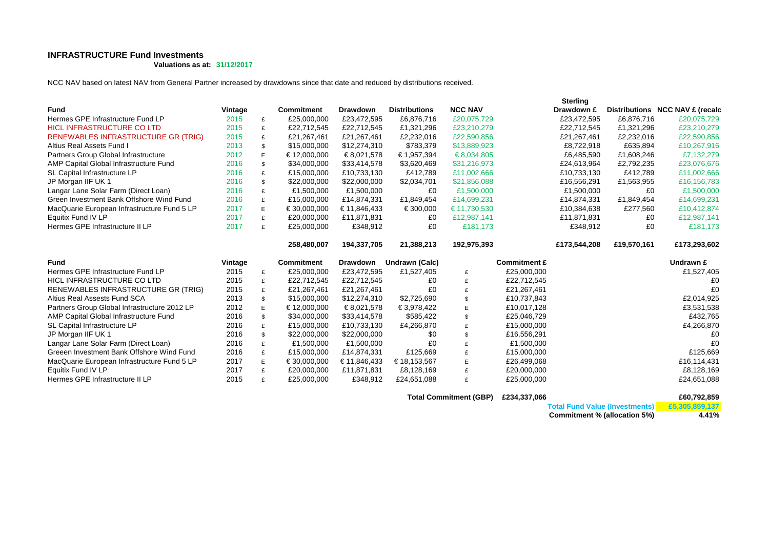## INFRASTRUCTURE Fund Investments

**Valuations as at: 31/12/2017**

NCC NAV based on latest NAV from General Partner increased by drawdowns since that date and reduced by distributions received.

| Fund | Vintage | | Commitment | Drawdown | Distributions | NCC NAV | | Sterling Drawdown £ | Distributions | NCC NAV £ (recalc |
|---|---|---|---|---|---|---|---|---|---|---|
| Hermes GPE Infrastructure Fund LP | 2015 | £ | £25,000,000 | £23,472,595 | £6,876,716 | £20,075,729 | | £23,472,595 | £6,876,716 | £20,075,729 |
| HICL INFRASTRUCTURE CO LTD | 2015 | £ | £22,712,545 | £22,712,545 | £1,321,296 | £23,210,279 | | £22,712,545 | £1,321,296 | £23,210,279 |
| RENEWABLES INFRASTRUCTURE GR (TRIG) | 2015 | £ | £21,267,461 | £21,267,461 | £2,232,016 | £22,590,856 | | £21,267,461 | £2,232,016 | £22,590,856 |
| Altius Real Assets Fund I | 2013 | $ | $15,000,000 | $12,274,310 | $783,379 | $13,889,923 | | £8,722,918 | £635,894 | £10,267,916 |
| Partners Group Global Infrastructure | 2012 | E | € 12,000,000 | € 8,021,578 | € 1,957,394 | € 8,034,805 | | £6,485,590 | £1,608,246 | £7,132,279 |
| AMP Capital Global Infrastructure Fund | 2016 | $ | $34,000,000 | $33,414,578 | $3,620,469 | $31,216,973 | | £24,613,964 | £2,792,235 | £23,076,676 |
| SL Capital Infrastructure LP | 2016 | £ | £15,000,000 | £10,733,130 | £412,789 | £11,002,666 | | £10,733,130 | £412,789 | £11,002,666 |
| JP Morgan IIF UK 1 | 2016 | $ | $22,000,000 | $22,000,000 | $2,034,701 | $21,856,088 | | £16,556,291 | £1,563,955 | £16,156,783 |
| Langar Lane Solar Farm (Direct Loan) | 2016 | £ | £1,500,000 | £1,500,000 | £0 | £1,500,000 | | £1,500,000 | £0 | £1,500,000 |
| Green Investment Bank Offshore Wind Fund | 2016 | £ | £15,000,000 | £14,874,331 | £1,849,454 | £14,699,231 | | £14,874,331 | £1,849,454 | £14,699,231 |
| MacQuarie European Infrastructure Fund 5 LP | 2017 | E | € 30,000,000 | € 11,846,433 | € 300,000 | € 11,730,530 | | £10,384,638 | £277,560 | £10,412,874 |
| Equitix Fund IV LP | 2017 | £ | £20,000,000 | £11,871,831 | £0 | £12,987,141 | | £11,871,831 | £0 | £12,987,141 |
| Hermes GPE Infrastructure II LP | 2017 | £ | £25,000,000 | £348,912 | £0 | £181,173 | | £348,912 | £0 | £181,173 |
| | | | **258,480,007** | **194,337,705** | **21,388,213** | **192,975,393** | | **£173,544,208** | **£19,570,161** | **£173,293,602** |

| Fund | Vintage | | Commitment | Drawdown | Undrawn (Calc) | | Commitment £ | Undrawn £ |
|---|---|---|---|---|---|---|---|---|
| Hermes GPE Infrastructure Fund LP | 2015 | £ | £25,000,000 | £23,472,595 | £1,527,405 | £ | £25,000,000 | £1,527,405 |
| HICL INFRASTRUCTURE CO LTD | 2015 | £ | £22,712,545 | £22,712,545 | £0 | £ | £22,712,545 | £0 |
| RENEWABLES INFRASTRUCTURE GR (TRIG) | 2015 | £ | £21,267,461 | £21,267,461 | £0 | £ | £21,267,461 | £0 |
| Altius Real Assests Fund SCA | 2013 | $ | $15,000,000 | $12,274,310 | $2,725,690 | $ | £10,737,843 | £2,014,925 |
| Partners Group Global Infrastructure 2012 LP | 2012 | E | € 12,000,000 | € 8,021,578 | € 3,978,422 | E | £10,017,128 | £3,531,538 |
| AMP Capital Global Infrastructure Fund | 2016 | $ | $34,000,000 | $33,414,578 | $585,422 | $ | £25,046,729 | £432,765 |
| SL Capital Infrastructure LP | 2016 | £ | £15,000,000 | £10,733,130 | £4,266,870 | £ | £15,000,000 | £4,266,870 |
| JP Morgan IIF UK 1 | 2016 | $ | $22,000,000 | $22,000,000 | $0 | $ | £16,556,291 | £0 |
| Langar Lane Solar Farm (Direct Loan) | 2016 | £ | £1,500,000 | £1,500,000 | £0 | £ | £1,500,000 | £0 |
| Greeen Investment Bank Offshore Wind Fund | 2016 | £ | £15,000,000 | £14,874,331 | £125,669 | £ | £15,000,000 | £125,669 |
| MacQuarie European Infrastructure Fund 5 LP | 2017 | E | € 30,000,000 | € 11,846,433 | € 18,153,567 | E | £26,499,068 | £16,114,431 |
| Equitix Fund IV LP | 2017 | £ | £20,000,000 | £11,871,831 | £8,128,169 | £ | £20,000,000 | £8,128,169 |
| Hermes GPE Infrastructure II LP | 2015 | £ | £25,000,000 | £348,912 | £24,651,088 | £ | £25,000,000 | £24,651,088 |
| | | | | | **Total Commitment (GBP)** | | **£234,337,066** | **£60,792,859** |
| | | | | | | | **Total Fund Value (Investments)** | **£5,305,859,137** |
| | | | | | | | **Commitment % (allocation 5%)** | **4.41%** |